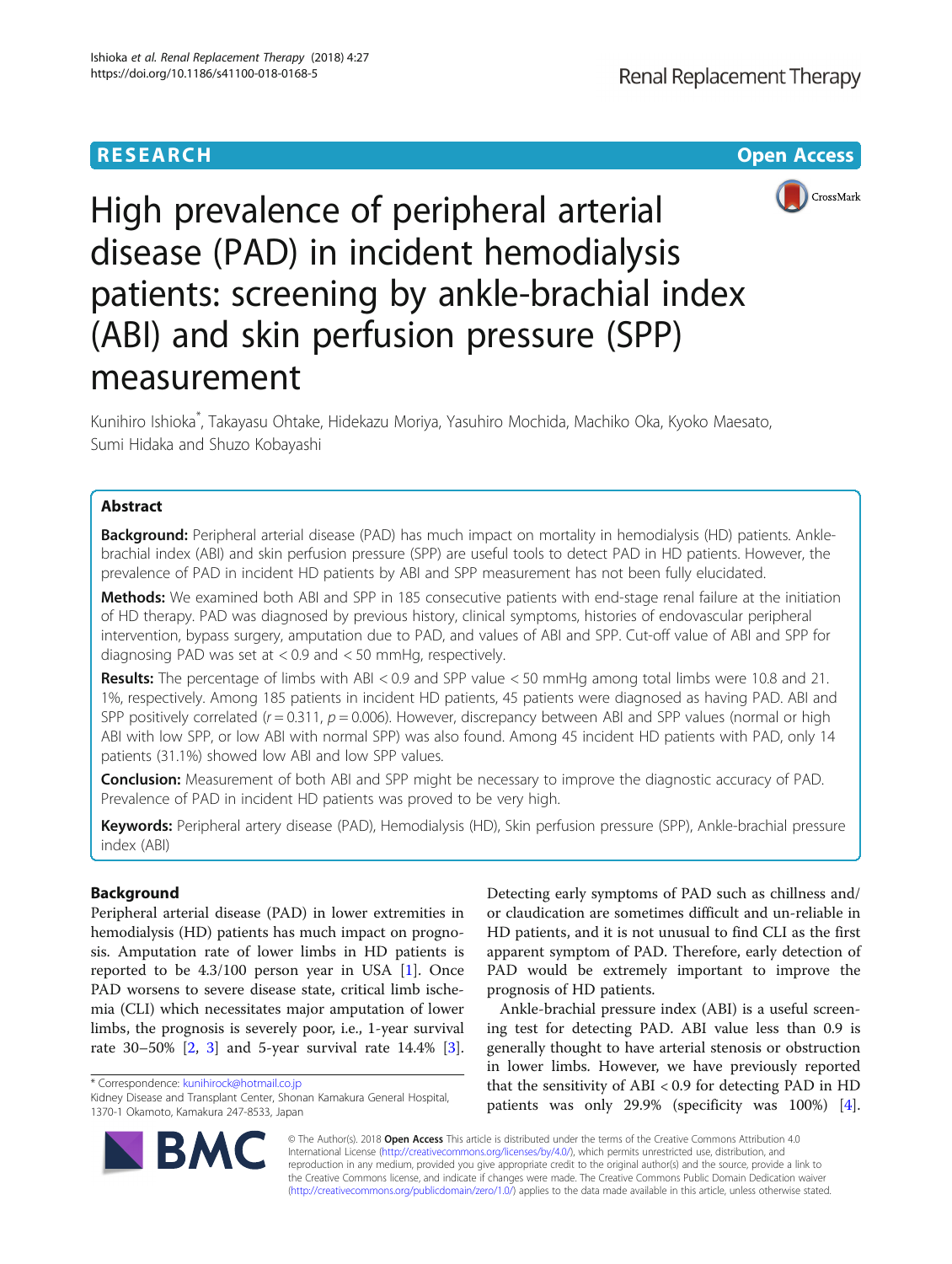RESEARCH

Open Access

# High prevalence of peripheral arterial disease (PAD) in incident hemodialysis patients: screening by ankle-brachial index (ABI) and skin perfusion pressure (SPP) measurement

Kunihiro Ishioka*, Takayasu Ohtake, Hidekazu Moriya, Yasuhiro Mochida, Machiko Oka, Kyoko Maesato, Sumi Hidaka and Shuzo Kobayashi

## Abstract

**Background:** Peripheral arterial disease (PAD) has much impact on mortality in hemodialysis (HD) patients. Ankle-brachial index (ABI) and skin perfusion pressure (SPP) are useful tools to detect PAD in HD patients. However, the prevalence of PAD in incident HD patients by ABI and SPP measurement has not been fully elucidated.

**Methods:** We examined both ABI and SPP in 185 consecutive patients with end-stage renal failure at the initiation of HD therapy. PAD was diagnosed by previous history, clinical symptoms, histories of endovascular peripheral intervention, bypass surgery, amputation due to PAD, and values of ABI and SPP. Cut-off value of ABI and SPP for diagnosing PAD was set at < 0.9 and < 50 mmHg, respectively.

**Results:** The percentage of limbs with ABI < 0.9 and SPP value < 50 mmHg among total limbs were 10.8 and 21.1%, respectively. Among 185 patients in incident HD patients, 45 patients were diagnosed as having PAD. ABI and SPP positively correlated ($r = 0.311$, $p = 0.006$). However, discrepancy between ABI and SPP values (normal or high ABI with low SPP, or low ABI with normal SPP) was also found. Among 45 incident HD patients with PAD, only 14 patients (31.1%) showed low ABI and low SPP values.

**Conclusion:** Measurement of both ABI and SPP might be necessary to improve the diagnostic accuracy of PAD. Prevalence of PAD in incident HD patients was proved to be very high.

**Keywords:** Peripheral artery disease (PAD), Hemodialysis (HD), Skin perfusion pressure (SPP), Ankle-brachial pressure index (ABI)

## Background

Peripheral arterial disease (PAD) in lower extremities in hemodialysis (HD) patients has much impact on prognosis. Amputation rate of lower limbs in HD patients is reported to be 4.3/100 person year in USA [1]. Once PAD worsens to severe disease state, critical limb ischemia (CLI) which necessitates major amputation of lower limbs, the prognosis is severely poor, i.e., 1-year survival rate 30–50% [2, 3] and 5-year survival rate 14.4% [3]. Detecting early symptoms of PAD such as chillness and/or claudication are sometimes difficult and un-reliable in HD patients, and it is not unusual to find CLI as the first apparent symptom of PAD. Therefore, early detection of PAD would be extremely important to improve the prognosis of HD patients.

Ankle-brachial pressure index (ABI) is a useful screening test for detecting PAD. ABI value less than 0.9 is generally thought to have arterial stenosis or obstruction in lower limbs. However, we have previously reported that the sensitivity of ABI < 0.9 for detecting PAD in HD patients was only 29.9% (specificity was 100%) [4].

\* Correspondence: kunihirock@hotmail.co.jp
Kidney Disease and Transplant Center, Shonan Kamakura General Hospital, 1370-1 Okamoto, Kamakura 247-8533, Japan

© The Author(s). 2018 **Open Access** This article is distributed under the terms of the Creative Commons Attribution 4.0 International License (http://creativecommons.org/licenses/by/4.0/), which permits unrestricted use, distribution, and reproduction in any medium, provided you give appropriate credit to the original author(s) and the source, provide a link to the Creative Commons license, and indicate if changes were made. The Creative Commons Public Domain Dedication waiver (http://creativecommons.org/publicdomain/zero/1.0/) applies to the data made available in this article, unless otherwise stated.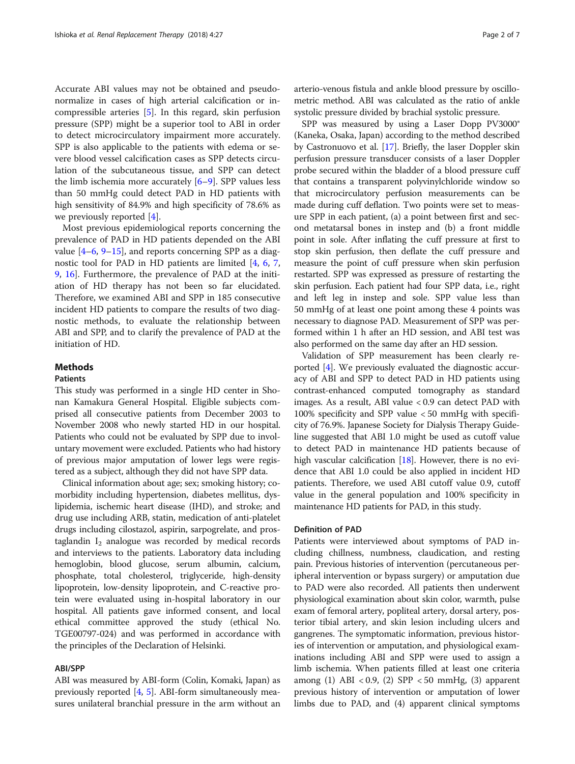Accurate ABI values may not be obtained and pseudonormalize in cases of high arterial calcification or incompressible arteries [5]. In this regard, skin perfusion pressure (SPP) might be a superior tool to ABI in order to detect microcirculatory impairment more accurately. SPP is also applicable to the patients with edema or severe blood vessel calcification cases as SPP detects circulation of the subcutaneous tissue, and SPP can detect the limb ischemia more accurately [6–9]. SPP values less than 50 mmHg could detect PAD in HD patients with high sensitivity of 84.9% and high specificity of 78.6% as we previously reported [4].

Most previous epidemiological reports concerning the prevalence of PAD in HD patients depended on the ABI value [4–6, 9–15], and reports concerning SPP as a diagnostic tool for PAD in HD patients are limited [4, 6, 7, 9, 16]. Furthermore, the prevalence of PAD at the initiation of HD therapy has not been so far elucidated. Therefore, we examined ABI and SPP in 185 consecutive incident HD patients to compare the results of two diagnostic methods, to evaluate the relationship between ABI and SPP, and to clarify the prevalence of PAD at the initiation of HD.

## Methods

### Patients

This study was performed in a single HD center in Shonan Kamakura General Hospital. Eligible subjects comprised all consecutive patients from December 2003 to November 2008 who newly started HD in our hospital. Patients who could not be evaluated by SPP due to involuntary movement were excluded. Patients who had history of previous major amputation of lower legs were registered as a subject, although they did not have SPP data.

Clinical information about age; sex; smoking history; comorbidity including hypertension, diabetes mellitus, dyslipidemia, ischemic heart disease (IHD), and stroke; and drug use including ARB, statin, medication of anti-platelet drugs including cilostazol, aspirin, sarpogrelate, and prostaglandin $I_2$ analogue was recorded by medical records and interviews to the patients. Laboratory data including hemoglobin, blood glucose, serum albumin, calcium, phosphate, total cholesterol, triglyceride, high-density lipoprotein, low-density lipoprotein, and C-reactive protein were evaluated using in-hospital laboratory in our hospital. All patients gave informed consent, and local ethical committee approved the study (ethical No. TGE00797-024) and was performed in accordance with the principles of the Declaration of Helsinki.

### ABI/SPP

ABI was measured by ABI-form (Colin, Komaki, Japan) as previously reported [4, 5]. ABI-form simultaneously measures unilateral branchial pressure in the arm without an arterio-venous fistula and ankle blood pressure by oscillometric method. ABI was calculated as the ratio of ankle systolic pressure divided by brachial systolic pressure.

SPP was measured by using a Laser Dopp PV3000® (Kaneka, Osaka, Japan) according to the method described by Castronuovo et al. [17]. Briefly, the laser Doppler skin perfusion pressure transducer consists of a laser Doppler probe secured within the bladder of a blood pressure cuff that contains a transparent polyvinylchloride window so that microcirculatory perfusion measurements can be made during cuff deflation. Two points were set to measure SPP in each patient, (a) a point between first and second metatarsal bones in instep and (b) a front middle point in sole. After inflating the cuff pressure at first to stop skin perfusion, then deflate the cuff pressure and measure the point of cuff pressure when skin perfusion restarted. SPP was expressed as pressure of restarting the skin perfusion. Each patient had four SPP data, i.e., right and left leg in instep and sole. SPP value less than 50 mmHg of at least one point among these 4 points was necessary to diagnose PAD. Measurement of SPP was performed within 1 h after an HD session, and ABI test was also performed on the same day after an HD session.

Validation of SPP measurement has been clearly reported [4]. We previously evaluated the diagnostic accuracy of ABI and SPP to detect PAD in HD patients using contrast-enhanced computed tomography as standard images. As a result, ABI value < 0.9 can detect PAD with 100% specificity and SPP value < 50 mmHg with specificity of 76.9%. Japanese Society for Dialysis Therapy Guideline suggested that ABI 1.0 might be used as cutoff value to detect PAD in maintenance HD patients because of high vascular calcification [18]. However, there is no evidence that ABI 1.0 could be also applied in incident HD patients. Therefore, we used ABI cutoff value 0.9, cutoff value in the general population and 100% specificity in maintenance HD patients for PAD, in this study.

### Definition of PAD

Patients were interviewed about symptoms of PAD including chillness, numbness, claudication, and resting pain. Previous histories of intervention (percutaneous peripheral intervention or bypass surgery) or amputation due to PAD were also recorded. All patients then underwent physiological examination about skin color, warmth, pulse exam of femoral artery, popliteal artery, dorsal artery, posterior tibial artery, and skin lesion including ulcers and gangrenes. The symptomatic information, previous histories of intervention or amputation, and physiological examinations including ABI and SPP were used to assign a limb ischemia. When patients filled at least one criteria among (1) ABI < 0.9, (2) SPP < 50 mmHg, (3) apparent previous history of intervention or amputation of lower limbs due to PAD, and (4) apparent clinical symptoms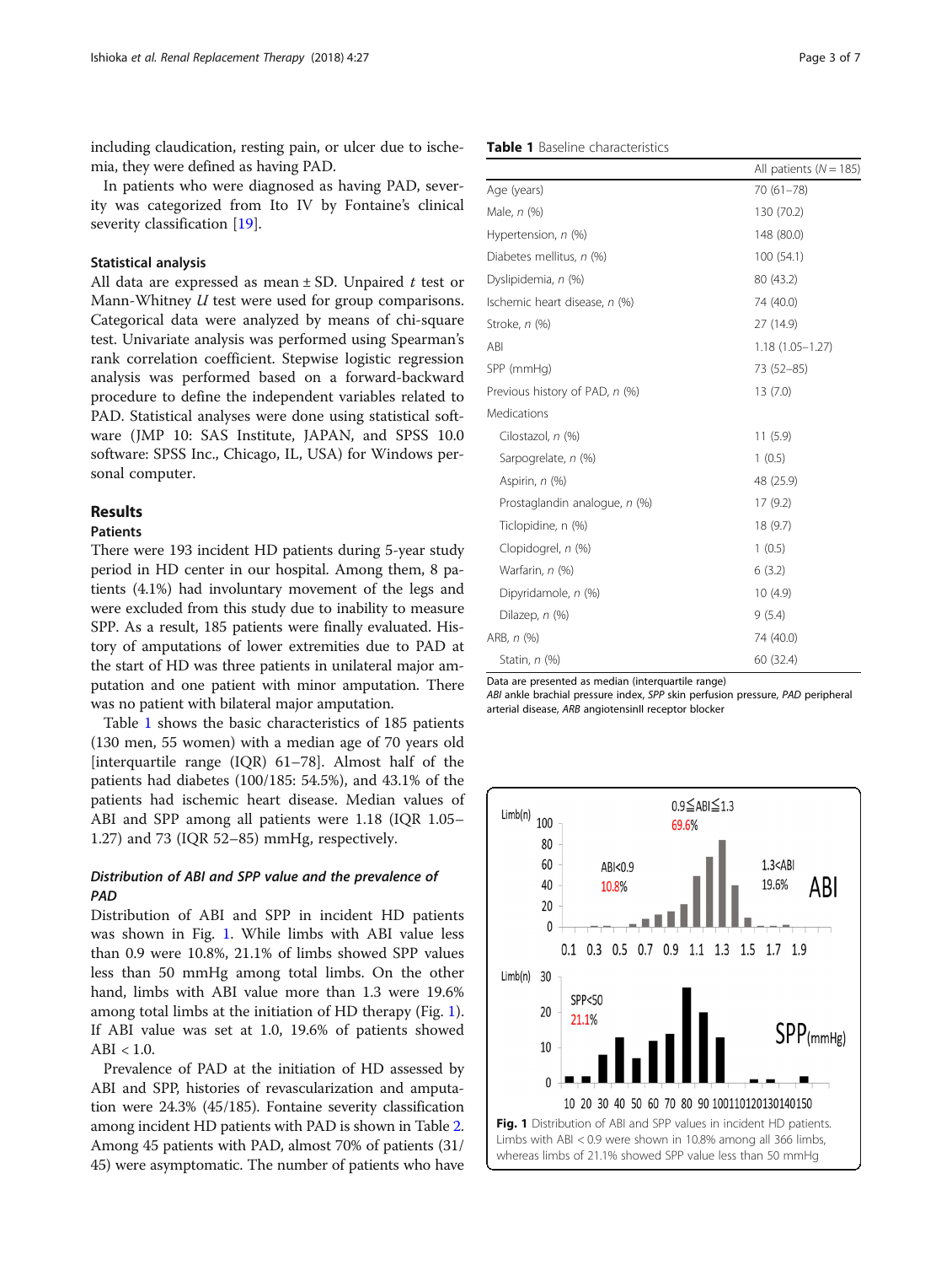including claudication, resting pain, or ulcer due to ischemia, they were defined as having PAD.

In patients who were diagnosed as having PAD, severity was categorized from Ito IV by Fontaine's clinical severity classification [19].

### Statistical analysis

All data are expressed as mean ± SD. Unpaired *t* test or Mann-Whitney *U* test were used for group comparisons. Categorical data were analyzed by means of chi-square test. Univariate analysis was performed using Spearman's rank correlation coefficient. Stepwise logistic regression analysis was performed based on a forward-backward procedure to define the independent variables related to PAD. Statistical analyses were done using statistical software (JMP 10: SAS Institute, JAPAN, and SPSS 10.0 software: SPSS Inc., Chicago, IL, USA) for Windows personal computer.

## Results

### Patients

There were 193 incident HD patients during 5-year study period in HD center in our hospital. Among them, 8 patients (4.1%) had involuntary movement of the legs and were excluded from this study due to inability to measure SPP. As a result, 185 patients were finally evaluated. History of amputations of lower extremities due to PAD at the start of HD was three patients in unilateral major amputation and one patient with minor amputation. There was no patient with bilateral major amputation.

Table 1 shows the basic characteristics of 185 patients (130 men, 55 women) with a median age of 70 years old [interquartile range (IQR) 61–78]. Almost half of the patients had diabetes (100/185: 54.5%), and 43.1% of the patients had ischemic heart disease. Median values of ABI and SPP among all patients were 1.18 (IQR 1.05–1.27) and 73 (IQR 52–85) mmHg, respectively.

### *Distribution of ABI and SPP value and the prevalence of PAD*

Distribution of ABI and SPP in incident HD patients was shown in Fig. 1. While limbs with ABI value less than 0.9 were 10.8%, 21.1% of limbs showed SPP values less than 50 mmHg among total limbs. On the other hand, limbs with ABI value more than 1.3 were 19.6% among total limbs at the initiation of HD therapy (Fig. 1). If ABI value was set at 1.0, 19.6% of patients showed ABI < 1.0.

Prevalence of PAD at the initiation of HD assessed by ABI and SPP, histories of revascularization and amputation were 24.3% (45/185). Fontaine severity classification among incident HD patients with PAD is shown in Table 2. Among 45 patients with PAD, almost 70% of patients (31/45) were asymptomatic. The number of patients who have

**Table 1** Baseline characteristics

| | All patients (*N* = 185) |
|---|---|
| Age (years) | 70 (61–78) |
| Male, *n* (%) | 130 (70.2) |
| Hypertension, *n* (%) | 148 (80.0) |
| Diabetes mellitus, *n* (%) | 100 (54.1) |
| Dyslipidemia, *n* (%) | 80 (43.2) |
| Ischemic heart disease, *n* (%) | 74 (40.0) |
| Stroke, *n* (%) | 27 (14.9) |
| ABI | 1.18 (1.05–1.27) |
| SPP (mmHg) | 73 (52–85) |
| Previous history of PAD, *n* (%) | 13 (7.0) |
| Medications | |
| Cilostazol, *n* (%) | 11 (5.9) |
| Sarpogrelate, *n* (%) | 1 (0.5) |
| Aspirin, *n* (%) | 48 (25.9) |
| Prostaglandin analogue, *n* (%) | 17 (9.2) |
| Ticlopidine, n (%) | 18 (9.7) |
| Clopidogrel, *n* (%) | 1 (0.5) |
| Warfarin, *n* (%) | 6 (3.2) |
| Dipyridamole, *n* (%) | 10 (4.9) |
| Dilazep, *n* (%) | 9 (5.4) |
| ARB, *n* (%) | 74 (40.0) |
| Statin, *n* (%) | 60 (32.4) |

Data are presented as median (interquartile range)
*ABI* ankle brachial pressure index, *SPP* skin perfusion pressure, *PAD* peripheral arterial disease, *ARB* angiotensinII receptor blocker

**Fig. 1** Distribution of ABI and SPP values in incident HD patients. Limbs with ABI < 0.9 were shown in 10.8% among all 366 limbs, whereas limbs of 21.1% showed SPP value less than 50 mmHg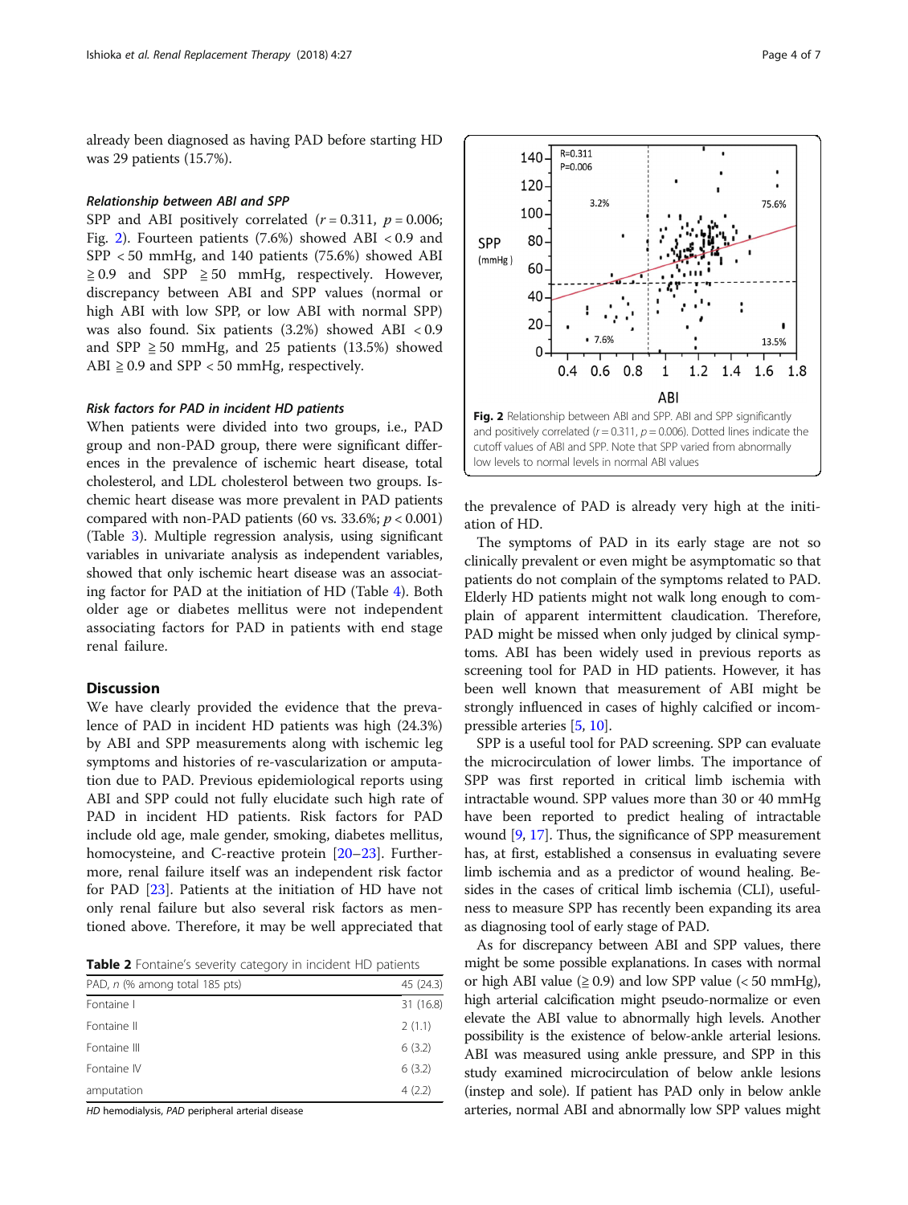already been diagnosed as having PAD before starting HD was 29 patients (15.7%).

#### *Relationship between ABI and SPP*

SPP and ABI positively correlated ($r = 0.311$, $p = 0.006$; Fig. 2). Fourteen patients (7.6%) showed ABI < 0.9 and SPP < 50 mmHg, and 140 patients (75.6%) showed ABI ≧ 0.9 and SPP ≧ 50 mmHg, respectively. However, discrepancy between ABI and SPP values (normal or high ABI with low SPP, or low ABI with normal SPP) was also found. Six patients (3.2%) showed ABI < 0.9 and SPP ≧ 50 mmHg, and 25 patients (13.5%) showed ABI ≧ 0.9 and SPP < 50 mmHg, respectively.

#### *Risk factors for PAD in incident HD patients*

When patients were divided into two groups, i.e., PAD group and non-PAD group, there were significant differences in the prevalence of ischemic heart disease, total cholesterol, and LDL cholesterol between two groups. Ischemic heart disease was more prevalent in PAD patients compared with non-PAD patients (60 vs. 33.6%; $p < 0.001$) (Table 3). Multiple regression analysis, using significant variables in univariate analysis as independent variables, showed that only ischemic heart disease was an associating factor for PAD at the initiation of HD (Table 4). Both older age or diabetes mellitus were not independent associating factors for PAD in patients with end stage renal failure.

## Discussion

We have clearly provided the evidence that the prevalence of PAD in incident HD patients was high (24.3%) by ABI and SPP measurements along with ischemic leg symptoms and histories of re-vascularization or amputation due to PAD. Previous epidemiological reports using ABI and SPP could not fully elucidate such high rate of PAD in incident HD patients. Risk factors for PAD include old age, male gender, smoking, diabetes mellitus, homocysteine, and C-reactive protein [20–23]. Furthermore, renal failure itself was an independent risk factor for PAD [23]. Patients at the initiation of HD have not only renal failure but also several risk factors as mentioned above. Therefore, it may be well appreciated that the prevalence of PAD is already very high at the initiation of HD.

**Table 2** Fontaine's severity category in incident HD patients

| PAD, n (% among total 185 pts) | 45 (24.3) |
|---|---|
| Fontaine I | 31 (16.8) |
| Fontaine II | 2 (1.1) |
| Fontaine III | 6 (3.2) |
| Fontaine IV | 6 (3.2) |
| amputation | 4 (2.2) |

*HD* hemodialysis, *PAD* peripheral arterial disease

**Fig. 2** Relationship between ABI and SPP. ABI and SPP significantly and positively correlated ($r = 0.311$, $p = 0.006$). Dotted lines indicate the cutoff values of ABI and SPP. Note that SPP varied from abnormally low levels to normal levels in normal ABI values

The symptoms of PAD in its early stage are not so clinically prevalent or even might be asymptomatic so that patients do not complain of the symptoms related to PAD. Elderly HD patients might not walk long enough to complain of apparent intermittent claudication. Therefore, PAD might be missed when only judged by clinical symptoms. ABI has been widely used in previous reports as screening tool for PAD in HD patients. However, it has been well known that measurement of ABI might be strongly influenced in cases of highly calcified or incompressible arteries [5, 10].

SPP is a useful tool for PAD screening. SPP can evaluate the microcirculation of lower limbs. The importance of SPP was first reported in critical limb ischemia with intractable wound. SPP values more than 30 or 40 mmHg have been reported to predict healing of intractable wound [9, 17]. Thus, the significance of SPP measurement has, at first, established a consensus in evaluating severe limb ischemia and as a predictor of wound healing. Besides in the cases of critical limb ischemia (CLI), usefulness to measure SPP has recently been expanding its area as diagnosing tool of early stage of PAD.

As for discrepancy between ABI and SPP values, there might be some possible explanations. In cases with normal or high ABI value (≧ 0.9) and low SPP value (< 50 mmHg), high arterial calcification might pseudo-normalize or even elevate the ABI value to abnormally high levels. Another possibility is the existence of below-ankle arterial lesions. ABI was measured using ankle pressure, and SPP in this study examined microcirculation of below ankle lesions (instep and sole). If patient has PAD only in below ankle arteries, normal ABI and abnormally low SPP values might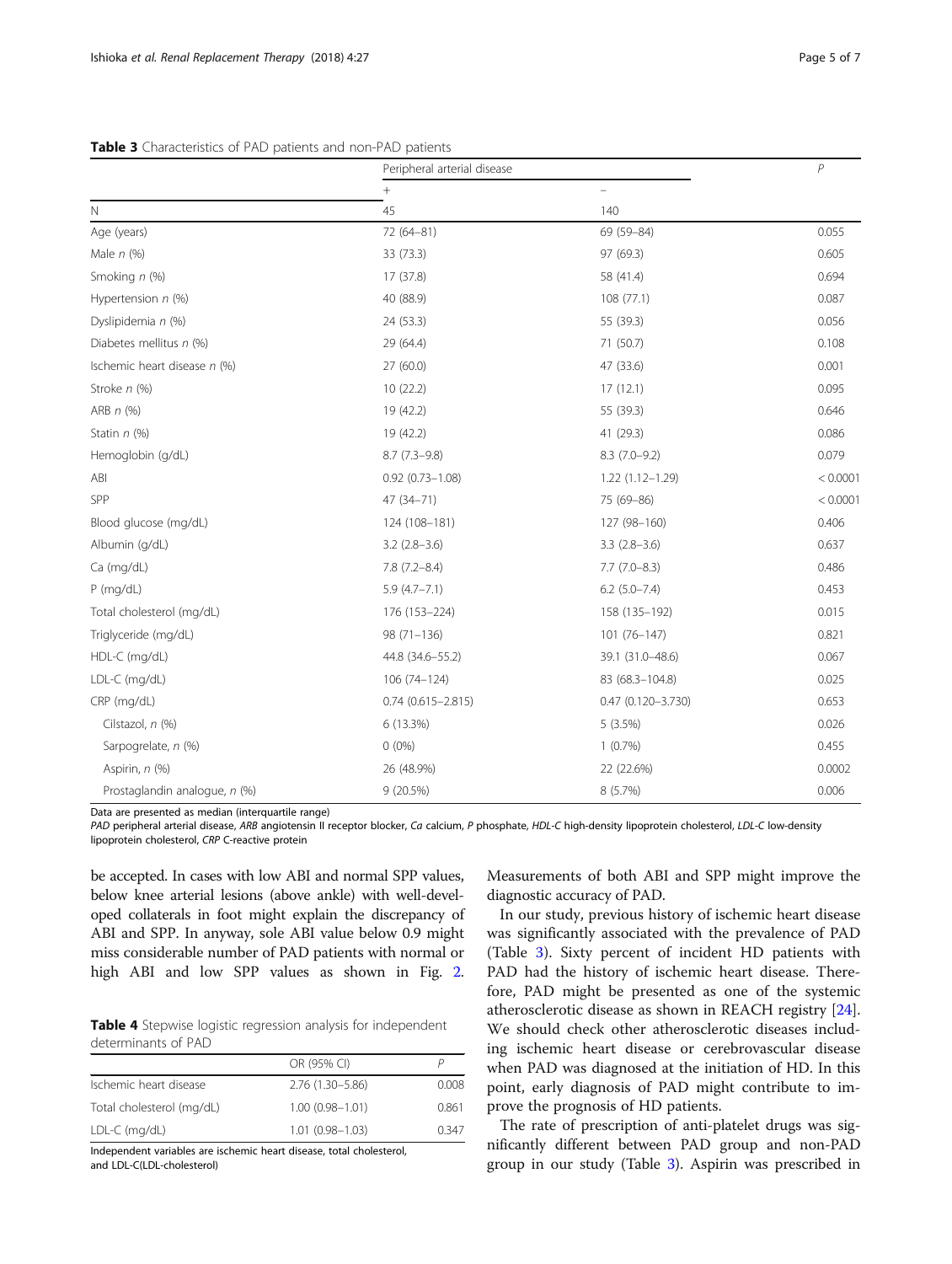**Table 3** Characteristics of PAD patients and non-PAD patients

| | Peripheral arterial disease | | P |
|---|---|---|---|
| | + | – | |
| N | 45 | 140 | |
| Age (years) | 72 (64–81) | 69 (59–84) | 0.055 |
| Male *n* (%) | 33 (73.3) | 97 (69.3) | 0.605 |
| Smoking *n* (%) | 17 (37.8) | 58 (41.4) | 0.694 |
| Hypertension *n* (%) | 40 (88.9) | 108 (77.1) | 0.087 |
| Dyslipidemia *n* (%) | 24 (53.3) | 55 (39.3) | 0.056 |
| Diabetes mellitus *n* (%) | 29 (64.4) | 71 (50.7) | 0.108 |
| Ischemic heart disease *n* (%) | 27 (60.0) | 47 (33.6) | 0.001 |
| Stroke *n* (%) | 10 (22.2) | 17 (12.1) | 0.095 |
| ARB *n* (%) | 19 (42.2) | 55 (39.3) | 0.646 |
| Statin *n* (%) | 19 (42.2) | 41 (29.3) | 0.086 |
| Hemoglobin (g/dL) | 8.7 (7.3–9.8) | 8.3 (7.0–9.2) | 0.079 |
| ABI | 0.92 (0.73–1.08) | 1.22 (1.12–1.29) | < 0.0001 |
| SPP | 47 (34–71) | 75 (69–86) | < 0.0001 |
| Blood glucose (mg/dL) | 124 (108–181) | 127 (98–160) | 0.406 |
| Albumin (g/dL) | 3.2 (2.8–3.6) | 3.3 (2.8–3.6) | 0.637 |
| Ca (mg/dL) | 7.8 (7.2–8.4) | 7.7 (7.0–8.3) | 0.486 |
| P (mg/dL) | 5.9 (4.7–7.1) | 6.2 (5.0–7.4) | 0.453 |
| Total cholesterol (mg/dL) | 176 (153–224) | 158 (135–192) | 0.015 |
| Triglyceride (mg/dL) | 98 (71–136) | 101 (76–147) | 0.821 |
| HDL-C (mg/dL) | 44.8 (34.6–55.2) | 39.1 (31.0–48.6) | 0.067 |
| LDL-C (mg/dL) | 106 (74–124) | 83 (68.3–104.8) | 0.025 |
| CRP (mg/dL) | 0.74 (0.615–2.815) | 0.47 (0.120–3.730) | 0.653 |
| Cilstazol, *n* (%) | 6 (13.3%) | 5 (3.5%) | 0.026 |
| Sarpogrelate, *n* (%) | 0 (0%) | 1 (0.7%) | 0.455 |
| Aspirin, *n* (%) | 26 (48.9%) | 22 (22.6%) | 0.0002 |
| Prostaglandin analogue, *n* (%) | 9 (20.5%) | 8 (5.7%) | 0.006 |

Data are presented as median (interquartile range)
*PAD* peripheral arterial disease, *ARB* angiotensin II receptor blocker, *Ca* calcium, *P* phosphate, *HDL-C* high-density lipoprotein cholesterol, *LDL-C* low-density lipoprotein cholesterol, *CRP* C-reactive protein

be accepted. In cases with low ABI and normal SPP values, below knee arterial lesions (above ankle) with well-developed collaterals in foot might explain the discrepancy of ABI and SPP. In anyway, sole ABI value below 0.9 might miss considerable number of PAD patients with normal or high ABI and low SPP values as shown in Fig. 2.

**Table 4** Stepwise logistic regression analysis for independent determinants of PAD

| | OR (95% CI) | P |
|---|---|---|
| Ischemic heart disease | 2.76 (1.30–5.86) | 0.008 |
| Total cholesterol (mg/dL) | 1.00 (0.98–1.01) | 0.861 |
| LDL-C (mg/dL) | 1.01 (0.98–1.03) | 0.347 |

Independent variables are ischemic heart disease, total cholesterol, and LDL-C(LDL-cholesterol)

Measurements of both ABI and SPP might improve the diagnostic accuracy of PAD.

In our study, previous history of ischemic heart disease was significantly associated with the prevalence of PAD (Table 3). Sixty percent of incident HD patients with PAD had the history of ischemic heart disease. Therefore, PAD might be presented as one of the systemic atherosclerotic disease as shown in REACH registry [24]. We should check other atherosclerotic diseases including ischemic heart disease or cerebrovascular disease when PAD was diagnosed at the initiation of HD. In this point, early diagnosis of PAD might contribute to improve the prognosis of HD patients.

The rate of prescription of anti-platelet drugs was significantly different between PAD group and non-PAD group in our study (Table 3). Aspirin was prescribed in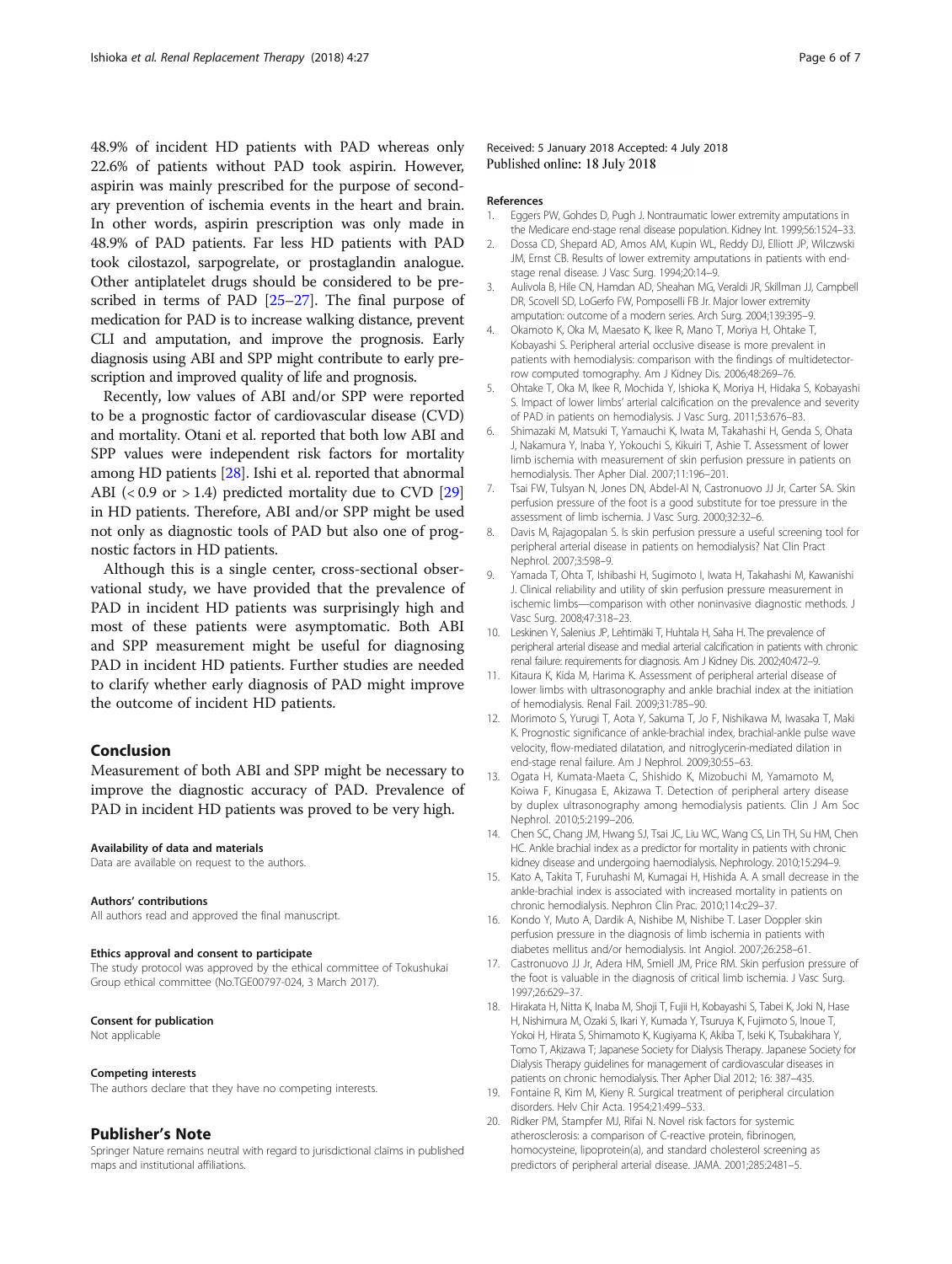48.9% of incident HD patients with PAD whereas only 22.6% of patients without PAD took aspirin. However, aspirin was mainly prescribed for the purpose of secondary prevention of ischemia events in the heart and brain. In other words, aspirin prescription was only made in 48.9% of PAD patients. Far less HD patients with PAD took cilostazol, sarpogrelate, or prostaglandin analogue. Other antiplatelet drugs should be considered to be prescribed in terms of PAD [25–27]. The final purpose of medication for PAD is to increase walking distance, prevent CLI and amputation, and improve the prognosis. Early diagnosis using ABI and SPP might contribute to early prescription and improved quality of life and prognosis.

Recently, low values of ABI and/or SPP were reported to be a prognostic factor of cardiovascular disease (CVD) and mortality. Otani et al. reported that both low ABI and SPP values were independent risk factors for mortality among HD patients [28]. Ishi et al. reported that abnormal ABI (< 0.9 or > 1.4) predicted mortality due to CVD [29] in HD patients. Therefore, ABI and/or SPP might be used not only as diagnostic tools of PAD but also one of prognostic factors in HD patients.

Although this is a single center, cross-sectional observational study, we have provided that the prevalence of PAD in incident HD patients was surprisingly high and most of these patients were asymptomatic. Both ABI and SPP measurement might be useful for diagnosing PAD in incident HD patients. Further studies are needed to clarify whether early diagnosis of PAD might improve the outcome of incident HD patients.

## Conclusion

Measurement of both ABI and SPP might be necessary to improve the diagnostic accuracy of PAD. Prevalence of PAD in incident HD patients was proved to be very high.

#### Availability of data and materials

Data are available on request to the authors.

#### Authors' contributions

All authors read and approved the final manuscript.

#### Ethics approval and consent to participate

The study protocol was approved by the ethical committee of Tokushukai Group ethical committee (No.TGE00797-024, 3 March 2017).

#### Consent for publication

Not applicable

#### Competing interests

The authors declare that they have no competing interests.

## Publisher's Note

Springer Nature remains neutral with regard to jurisdictional claims in published maps and institutional affiliations.

Received: 5 January 2018 Accepted: 4 July 2018
Published online: 18 July 2018

#### References

1. Eggers PW, Gohdes D, Pugh J. Nontraumatic lower extremity amputations in the Medicare end-stage renal disease population. Kidney Int. 1999;56:1524–33.
2. Dossa CD, Shepard AD, Amos AM, Kupin WL, Reddy DJ, Elliott JP, Wilczewski JM, Ernst CB. Results of lower extremity amputations in patients with end-stage renal disease. J Vasc Surg. 1994;20:14–9.
3. Aulivola B, Hile CN, Hamdan AD, Sheahan MG, Veraldi JR, Skillman JJ, Campbell DR, Scovell SD, LoGerfo FW, Pomposelli FB Jr. Major lower extremity amputation: outcome of a modern series. Arch Surg. 2004;139:395–9.
4. Okamoto K, Oka M, Maesato K, Ikee R, Mano T, Moriya H, Ohtake T, Kobayashi S. Peripheral arterial occlusive disease is more prevalent in patients with hemodialysis: comparison with the findings of multidetector-row computed tomography. Am J Kidney Dis. 2006;48:269–76.
5. Ohtake T, Oka M, Ikee R, Mochida Y, Ishioka K, Moriya H, Hidaka S, Kobayashi S. Impact of lower limbs' arterial calcification on the prevalence and severity of PAD in patients on hemodialysis. J Vasc Surg. 2011;53:676–83.
6. Shimazaki M, Matsuki T, Yamauchi K, Iwata M, Takahashi H, Genda S, Ohata J, Nakamura Y, Inaba Y, Yokouchi S, Kikuiri T, Ashie T. Assessment of lower limb ischemia with measurement of skin perfusion pressure in patients on hemodialysis. Ther Apher Dial. 2007;11:196–201.
7. Tsai FW, Tulsyan N, Jones DN, Abdel-Al N, Castronuovo JJ Jr, Carter SA. Skin perfusion pressure of the foot is a good substitute for toe pressure in the assessment of limb ischemia. J Vasc Surg. 2000;32:32–6.
8. Davis M, Rajagopalan S. Is skin perfusion pressure a useful screening tool for peripheral arterial disease in patients on hemodialysis? Nat Clin Pract Nephrol. 2007;3:598–9.
9. Yamada T, Ohta T, Ishibashi H, Sugimoto I, Iwata H, Takahashi M, Kawanishi J. Clinical reliability and utility of skin perfusion pressure measurement in ischemic limbs—comparison with other noninvasive diagnostic methods. J Vasc Surg. 2008;47:318–23.
10. Leskinen Y, Salenius JP, Lehtimäki T, Huhtala H, Saha H. The prevalence of peripheral arterial disease and medial arterial calcification in patients with chronic renal failure: requirements for diagnosis. Am J Kidney Dis. 2002;40:472–9.
11. Kitaura K, Kida M, Harima K. Assessment of peripheral arterial disease of lower limbs with ultrasonography and ankle brachial index at the initiation of hemodialysis. Renal Fail. 2009;31:785–90.
12. Morimoto S, Yurugi T, Aota Y, Sakuma T, Jo F, Nishikawa M, Iwasaka T, Maki K. Prognostic significance of ankle-brachial index, brachial-ankle pulse wave velocity, flow-mediated dilatation, and nitroglycerin-mediated dilation in end-stage renal failure. Am J Nephrol. 2009;30:55–63.
13. Ogata H, Kumata-Maeta C, Shishido K, Mizobuchi M, Yamamoto M, Koiwa F, Kinugasa E, Akizawa T. Detection of peripheral artery disease by duplex ultrasonography among hemodialysis patients. Clin J Am Soc Nephrol. 2010;5:2199–206.
14. Chen SC, Chang JM, Hwang SJ, Tsai JC, Liu WC, Wang CS, Lin TH, Su HM, Chen HC. Ankle brachial index as a predictor for mortality in patients with chronic kidney disease and undergoing haemodialysis. Nephrology. 2010;15:294–9.
15. Kato A, Takita T, Furuhashi M, Kumagai H, Hishida A. A small decrease in the ankle-brachial index is associated with increased mortality in patients on chronic hemodialysis. Nephron Clin Prac. 2010;114:c29–37.
16. Kondo Y, Muto A, Dardik A, Nishibe M, Nishibe T. Laser Doppler skin perfusion pressure in the diagnosis of limb ischemia in patients with diabetes mellitus and/or hemodialysis. Int Angiol. 2007;26:258–61.
17. Castronuovo JJ Jr, Adera HM, Smiell JM, Price RM. Skin perfusion pressure of the foot is valuable in the diagnosis of critical limb ischemia. J Vasc Surg. 1997;26:629–37.
18. Hirakata H, Nitta K, Inaba M, Shoji T, Fujii H, Kobayashi S, Tabei K, Joki N, Hase H, Nishimura M, Ozaki S, Ikari Y, Kumada Y, Tsuruya K, Fujimoto S, Inoue T, Yokoi H, Hirata S, Shimamoto K, Kugiyama K, Akiba T, Iseki K, Tsubakihara Y, Tomo T, Akizawa T; Japanese Society for Dialysis Therapy. Japanese Society for Dialysis Therapy guidelines for management of cardiovascular diseases in patients on chronic hemodialysis. Ther Apher Dial 2012; 16: 387–435.
19. Fontaine R, Kim M, Kieny R. Surgical treatment of peripheral circulation disorders. Helv Chir Acta. 1954;21:499–533.
20. Ridker PM, Stampfer MJ, Rifai N. Novel risk factors for systemic atherosclerosis: a comparison of C-reactive protein, fibrinogen, homocysteine, lipoprotein(a), and standard cholesterol screening as predictors of peripheral arterial disease. JAMA. 2001;285:2481–5.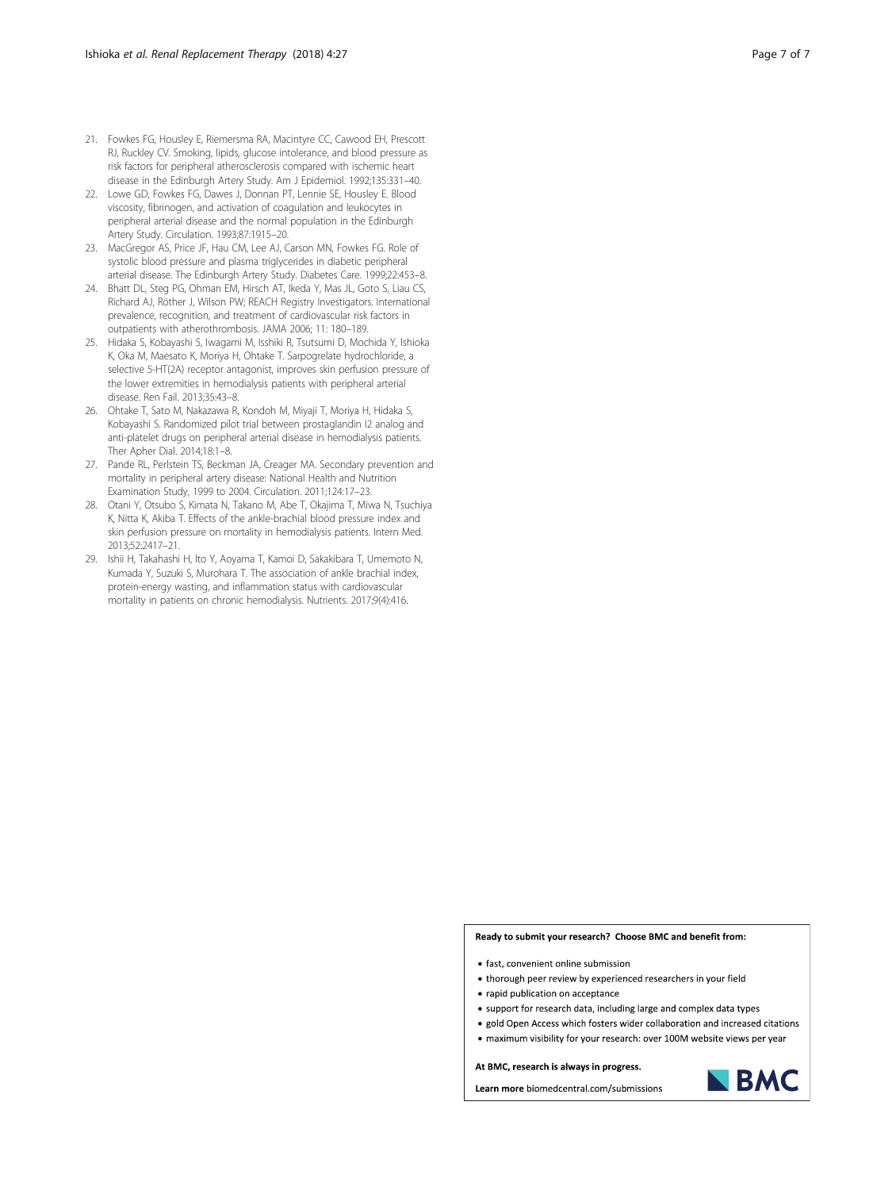21. Fowkes FG, Housley E, Riemersma RA, Macintyre CC, Cawood EH, Prescott RJ, Ruckley CV. Smoking, lipids, glucose intolerance, and blood pressure as risk factors for peripheral atherosclerosis compared with ischemic heart disease in the Edinburgh Artery Study. Am J Epidemiol. 1992;135:331–40.
22. Lowe GD, Fowkes FG, Dawes J, Donnan PT, Lennie SE, Housley E. Blood viscosity, fibrinogen, and activation of coagulation and leukocytes in peripheral arterial disease and the normal population in the Edinburgh Artery Study. Circulation. 1993;87:1915–20.
23. MacGregor AS, Price JF, Hau CM, Lee AJ, Carson MN, Fowkes FG. Role of systolic blood pressure and plasma triglycerides in diabetic peripheral arterial disease. The Edinburgh Artery Study. Diabetes Care. 1999;22:453–8.
24. Bhatt DL, Steg PG, Ohman EM, Hirsch AT, Ikeda Y, Mas JL, Goto S, Liau CS, Richard AJ, Röther J, Wilson PW; REACH Registry Investigators. International prevalence, recognition, and treatment of cardiovascular risk factors in outpatients with atherothrombosis. JAMA 2006; 11: 180–189.
25. Hidaka S, Kobayashi S, Iwagami M, Isshiki R, Tsutsumi D, Mochida Y, Ishioka K, Oka M, Maesato K, Moriya H, Ohtake T. Sarpogrelate hydrochloride, a selective 5-HT(2A) receptor antagonist, improves skin perfusion pressure of the lower extremities in hemodialysis patients with peripheral arterial disease. Ren Fail. 2013;35:43–8.
26. Ohtake T, Sato M, Nakazawa R, Kondoh M, Miyaji T, Moriya H, Hidaka S, Kobayashi S. Randomized pilot trial between prostaglandin I2 analog and anti-platelet drugs on peripheral arterial disease in hemodialysis patients. Ther Apher Dial. 2014;18:1–8.
27. Pande RL, Perlstein TS, Beckman JA, Creager MA. Secondary prevention and mortality in peripheral artery disease: National Health and Nutrition Examination Study, 1999 to 2004. Circulation. 2011;124:17–23.
28. Otani Y, Otsubo S, Kimata N, Takano M, Abe T, Okajima T, Miwa N, Tsuchiya K, Nitta K, Akiba T. Effects of the ankle-brachial blood pressure index and skin perfusion pressure on mortality in hemodialysis patients. Intern Med. 2013;52:2417–21.
29. Ishii H, Takahashi H, Ito Y, Aoyama T, Kamoi D, Sakakibara T, Umemoto N, Kumada Y, Suzuki S, Murohara T. The association of ankle brachial index, protein-energy wasting, and inflammation status with cardiovascular mortality in patients on chronic hemodialysis. Nutrients. 2017;9(4):416.

**Ready to submit your research? Choose BMC and benefit from:**

- fast, convenient online submission
- thorough peer review by experienced researchers in your field
- rapid publication on acceptance
- support for research data, including large and complex data types
- gold Open Access which fosters wider collaboration and increased citations
- maximum visibility for your research: over 100M website views per year

**At BMC, research is always in progress.**

**Learn more** biomedcentral.com/submissions

BMC